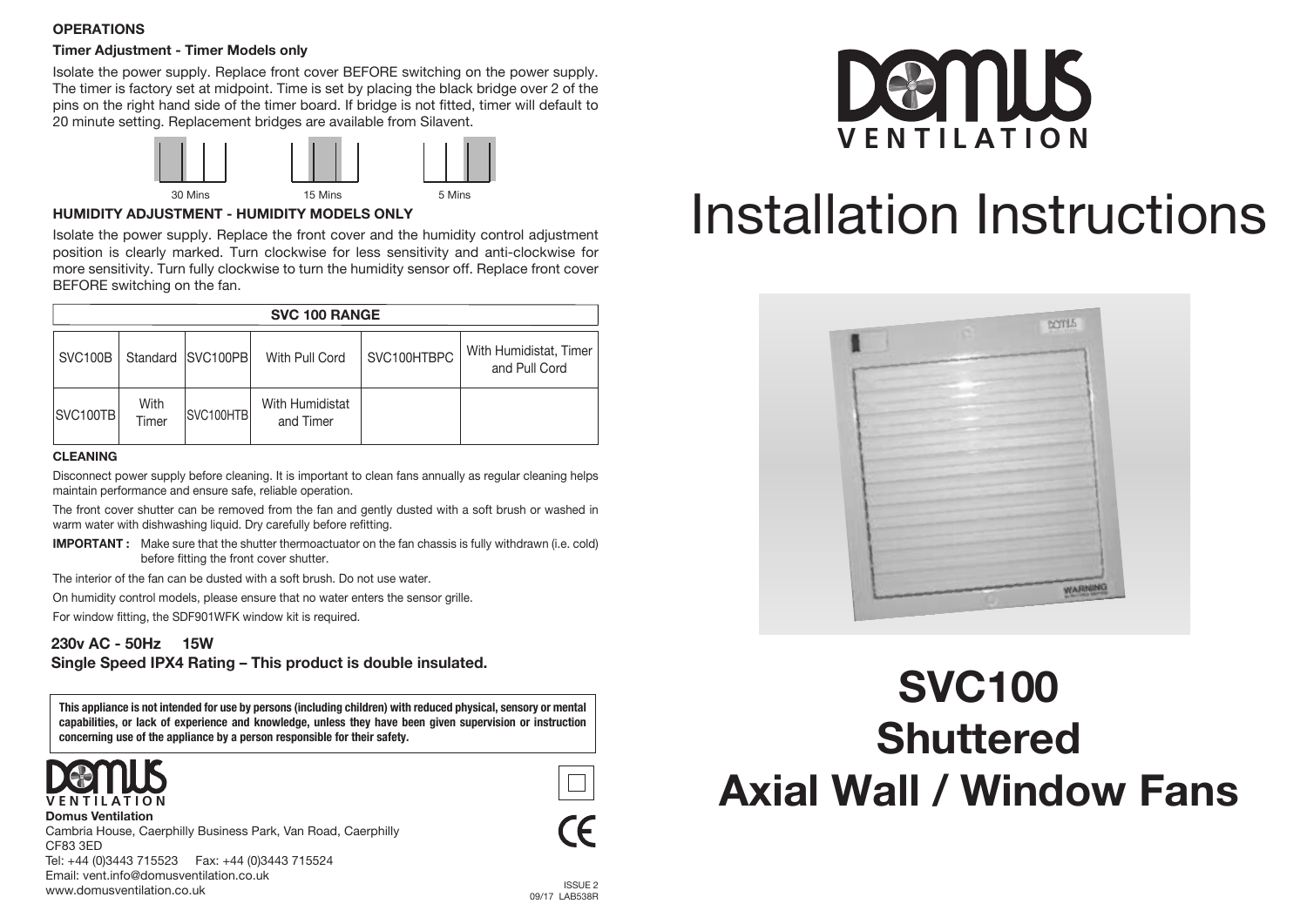## OPERATIONS

### Timer Adjustment - Timer Models only

Isolate the power supply. Replace front cover BEFORE switching on the power supply. The timer is factory set at midpoint. Time is set by placing the black bridge over 2 of the pins on the right hand side of the timer board. If bridge is not fitted, timer will default to 20 minute setting. Replacement bridges are available from Silavent.

30 Mins      15 Mins      5 Mins

### HUMIDITY ADJUSTMENT - HUMIDITY MODELS ONLY

Isolate the power supply. Replace the front cover and the humidity control adjustment position is clearly marked. Turn clockwise for less sensitivity and anti-clockwise for more sensitivity. Turn fully clockwise to turn the humidity sensor off. Replace front cover BEFORE switching on the fan.

| SVC 100 RANGE | | | | | |
|---|---|---|---|---|---|
| SVC100B | Standard | SVC100PB | With Pull Cord | SVC100HTBPC | With Humidistat, Timer and Pull Cord |
| SVC100TB | With Timer | SVC100HTB | With Humidistat and Timer | | |

### CLEANING

Disconnect power supply before cleaning. It is important to clean fans annually as regular cleaning helps maintain performance and ensure safe, reliable operation.

The front cover shutter can be removed from the fan and gently dusted with a soft brush or washed in warm water with dishwashing liquid. Dry carefully before refitting.

**IMPORTANT :** Make sure that the shutter thermoactuator on the fan chassis is fully withdrawn (i.e. cold) before fitting the front cover shutter.

The interior of the fan can be dusted with a soft brush. Do not use water.

On humidity control models, please ensure that no water enters the sensor grille.

For window fitting, the SDF901WFK window kit is required.

**230v AC - 50Hz 15W**

**Single Speed IPX4 Rating – This product is double insulated.**

**This appliance is not intended for use by persons (including children) with reduced physical, sensory or mental capabilities, or lack of experience and knowledge, unless they have been given supervision or instruction concerning use of the appliance by a person responsible for their safety.**

DOMUS VENTILATION

**Domus Ventilation**
Cambria House, Caerphilly Business Park, Van Road, Caerphilly
CF83 3ED
Tel: +44 (0)3443 715523 Fax: +44 (0)3443 715524
Email: vent.info@domusventilation.co.uk
www.domusventilation.co.uk

CE

ISSUE 2
09/17 LAB538R

DOMUS VENTILATION

# Installation Instructions

# SVC100 Shuttered Axial Wall / Window Fans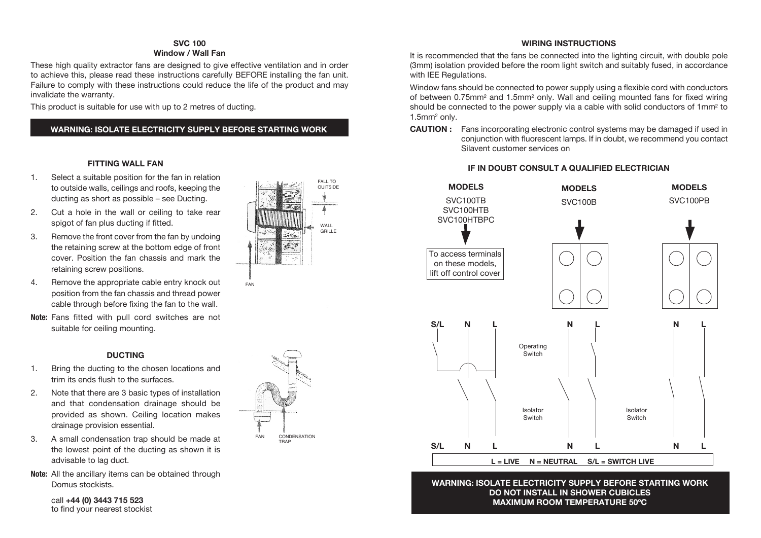## SVC 100
### Window / Wall Fan

These high quality extractor fans are designed to give effective ventilation and in order to achieve this, please read these instructions carefully BEFORE installing the fan unit. Failure to comply with these instructions could reduce the life of the product and may invalidate the warranty.

This product is suitable for use with up to 2 metres of ducting.

**WARNING: ISOLATE ELECTRICITY SUPPLY BEFORE STARTING WORK**

### FITTING WALL FAN

1. Select a suitable position for the fan in relation to outside walls, ceilings and roofs, keeping the ducting as short as possible – see Ducting.
2. Cut a hole in the wall or ceiling to take rear spigot of fan plus ducting if fitted.
3. Remove the front cover from the fan by undoing the retaining screw at the bottom edge of front cover. Position the fan chassis and mark the retaining screw positions.
4. Remove the appropriate cable entry knock out position from the fan chassis and thread power cable through before fixing the fan to the wall.

**Note:** Fans fitted with pull cord switches are not suitable for ceiling mounting.

FALL TO OUITSIDE

WALL GRILLE

FAN

### DUCTING

1. Bring the ducting to the chosen locations and trim its ends flush to the surfaces.
2. Note that there are 3 basic types of installation and that condensation drainage should be provided as shown. Ceiling location makes drainage provision essential.
3. A small condensation trap should be made at the lowest point of the ducting as shown it is advisable to lag duct.

**Note:** All the ancillary items can be obtained through Domus stockists.

call **+44 (0) 3443 715 523**
to find your nearest stockist

FAN

CONDENSATION TRAP

### WIRING INSTRUCTIONS

It is recommended that the fans be connected into the lighting circuit, with double pole (3mm) isolation provided before the room light switch and suitably fused, in accordance with IEE Regulations.

Window fans should be connected to power supply using a flexible cord with conductors of between 0.75mm$^2$ and 1.5mm$^2$ only. Wall and ceiling mounted fans for fixed wiring should be connected to the power supply via a cable with solid conductors of 1mm$^2$ to 1.5mm$^2$ only.

**CAUTION :** Fans incorporating electronic control systems may be damaged if used in conjunction with fluorescent lamps. If in doubt, we recommend you contact Silavent customer services on

**IF IN DOUBT CONSULT A QUALIFIED ELECTRICIAN**

**MODELS**
SVC100TB
SVC100HTB
SVC100HTBPC

To access terminals on these models, lift off control cover

**MODELS**
SVC100B

**MODELS**
SVC100PB

S/L N L

N L

N L

Operating Switch

Isolator Switch

Isolator Switch

S/L N L

N L

N L

L = LIVE N = NEUTRAL S/L = SWITCH LIVE

**WARNING: ISOLATE ELECTRICITY SUPPLY BEFORE STARTING WORK**
**DO NOT INSTALL IN SHOWER CUBICLES**
**MAXIMUM ROOM TEMPERATURE 50ºC**